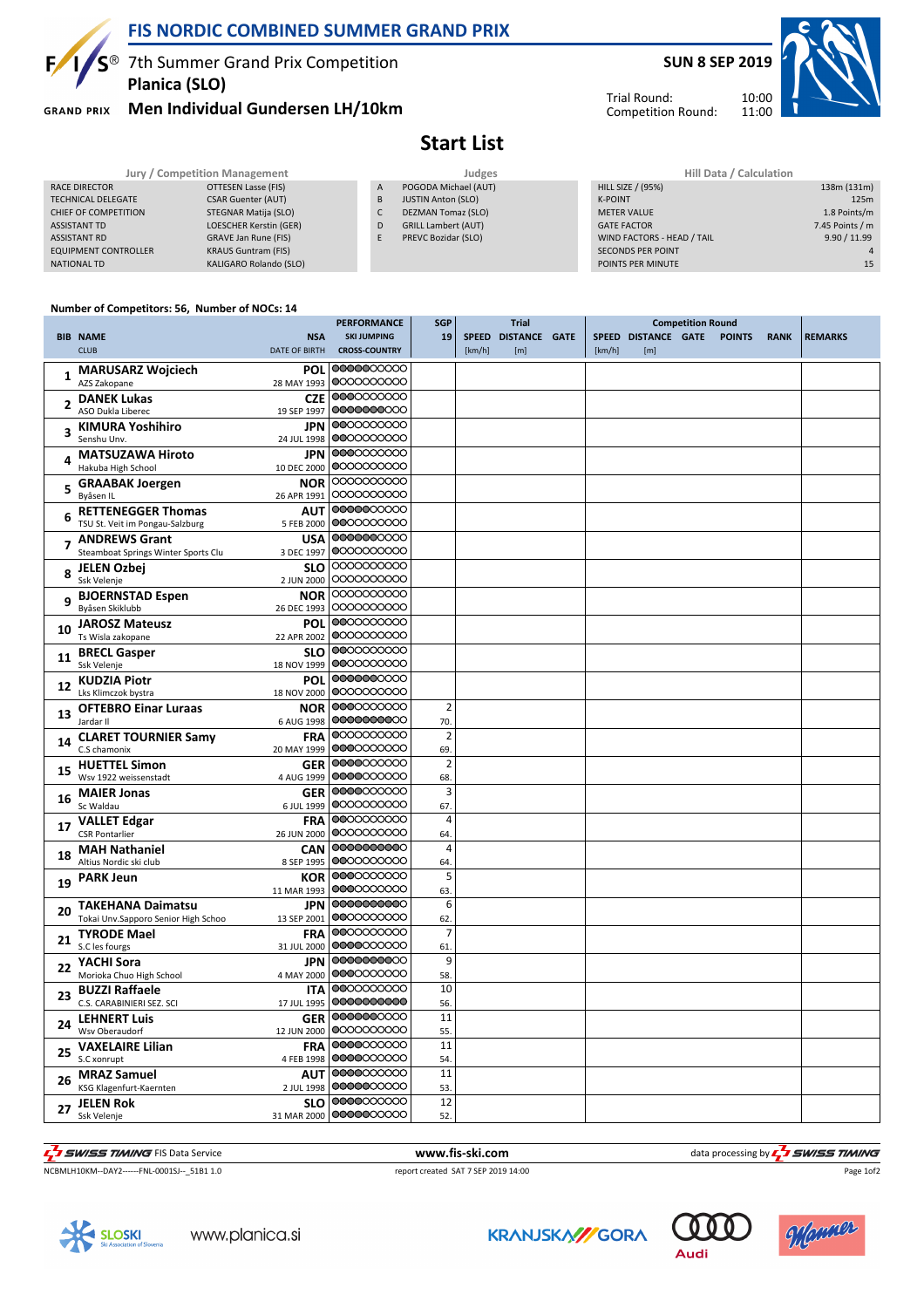# FIS NORDIC COMBINED SUMMER GRAND PRIX

7th Summer Grand Prix Competition
**Planica (SLO)**
**Men Individual Gundersen LH/10km**

**SUN 8 SEP 2019**

Trial Round: 10:00
Competition Round: 11:00

## Start List

| Jury / Competition Management | |
|---|---|
| RACE DIRECTOR | OTTESEN Lasse (FIS) |
| TECHNICAL DELEGATE | CSAR Guenter (AUT) |
| CHIEF OF COMPETITION | STEGNAR Matija (SLO) |
| ASSISTANT TD | LOESCHER Kerstin (GER) |
| ASSISTANT RD | GRAVE Jan Rune (FIS) |
| EQUIPMENT CONTROLLER | KRAUS Guntram (FIS) |
| NATIONAL TD | KALIGARO Rolando (SLO) |

| Judges | |
|---|---|
| A | POGODA Michael (AUT) |
| B | JUSTIN Anton (SLO) |
| C | DEZMAN Tomaz (SLO) |
| D | GRILL Lambert (AUT) |
| E | PREVC Bozidar (SLO) |

| Hill Data / Calculation | |
|---|---|
| HILL SIZE / (95%) | 138m (131m) |
| K-POINT | 125m |
| METER VALUE | 1.8 Points/m |
| GATE FACTOR | 7.45 Points / m |
| WIND FACTORS - HEAD / TAIL | 9.90 / 11.99 |
| SECONDS PER POINT | 4 |
| POINTS PER MINUTE | 15 |

**Number of Competitors: 56, Number of NOCs: 14**

| BIB | NAME / CLUB | NSA / DATE OF BIRTH | SGP 19 | Trial SPEED [km/h] | Trial DISTANCE [m] | Trial GATE | Comp. SPEED [km/h] | Comp. DISTANCE [m] | Comp. GATE | POINTS | RANK | REMARKS |
|---|---|---|---|---|---|---|---|---|---|---|---|---|
| 1 | **MARUSARZ Wojciech** AZS Zakopane | POL 28 MAY 1993 | | | | | | | | | | |
| 2 | **DANEK Lukas** ASO Dukla Liberec | CZE 19 SEP 1997 | | | | | | | | | | |
| 3 | **KIMURA Yoshihiro** Senshu Unv. | JPN 24 JUL 1998 | | | | | | | | | | |
| 4 | **MATSUZAWA Hiroto** Hakuba High School | JPN 10 DEC 2000 | | | | | | | | | | |
| 5 | **GRAABAK Joergen** Byåsen IL | NOR 26 APR 1991 | | | | | | | | | | |
| 6 | **RETTENEGGER Thomas** TSU St. Veit im Pongau-Salzburg | AUT 5 FEB 2000 | | | | | | | | | | |
| 7 | **ANDREWS Grant** Steamboat Springs Winter Sports Clu | USA 3 DEC 1997 | | | | | | | | | | |
| 8 | **JELEN Ozbej** Ssk Velenje | SLO 2 JUN 2000 | | | | | | | | | | |
| 9 | **BJOERNSTAD Espen** Byåsen Skiklubb | NOR 26 DEC 1993 | | | | | | | | | | |
| 10 | **JAROSZ Mateusz** Ts Wisla zakopane | POL 22 APR 2002 | | | | | | | | | | |
| 11 | **BRECL Gasper** Ssk Velenje | SLO 18 NOV 1999 | | | | | | | | | | |
| 12 | **KUDZIA Piotr** Lks Klimczok bystra | POL 18 NOV 2000 | | | | | | | | | | |
| 13 | **OFTEBRO Einar Luraas** Jardar Il | NOR 6 AUG 1998 | 2 70. | | | | | | | | | |
| 14 | **CLARET TOURNIER Samy** C.S chamonix | FRA 20 MAY 1999 | 2 69. | | | | | | | | | |
| 15 | **HUETTEL Simon** Wsv 1922 weissenstadt | GER 4 AUG 1999 | 2 68. | | | | | | | | | |
| 16 | **MAIER Jonas** Sc Waldau | GER 6 JUL 1999 | 3 67. | | | | | | | | | |
| 17 | **VALLET Edgar** CSR Pontarlier | FRA 26 JUN 2000 | 4 64. | | | | | | | | | |
| 18 | **MAH Nathaniel** Altius Nordic ski club | CAN 8 SEP 1995 | 4 64. | | | | | | | | | |
| 19 | **PARK Jeun** | KOR 11 MAR 1993 | 5 63. | | | | | | | | | |
| 20 | **TAKEHANA Daimatsu** Tokai Unv.Sapporo Senior High Schoo | JPN 13 SEP 2001 | 6 62. | | | | | | | | | |
| 21 | **TYRODE Mael** S.C les fourgs | FRA 31 JUL 2000 | 7 61. | | | | | | | | | |
| 22 | **YACHI Sora** Morioka Chuo High School | JPN 4 MAY 2000 | 9 58. | | | | | | | | | |
| 23 | **BUZZI Raffaele** C.S. CARABINIERI SEZ. SCI | ITA 17 JUL 1995 | 10 56. | | | | | | | | | |
| 24 | **LEHNERT Luis** Wsv Oberaudorf | GER 12 JUN 2000 | 11 55. | | | | | | | | | |
| 25 | **VAXELAIRE Lilian** S.C xonrupt | FRA 4 FEB 1998 | 11 54. | | | | | | | | | |
| 26 | **MRAZ Samuel** KSG Klagenfurt-Kaernten | AUT 2 JUL 1998 | 11 53. | | | | | | | | | |
| 27 | **JELEN Rok** Ssk Velenje | SLO 31 MAR 2000 | 12 52. | | | | | | | | | |

SWISS TIMING FIS Data Service | www.fis-ski.com | data processing by SWISS TIMING

NCBMLH10KM--DAY2------FNL-0001SJ--_51B1 1.0 | report created SAT 7 SEP 2019 14:00

www.planica.si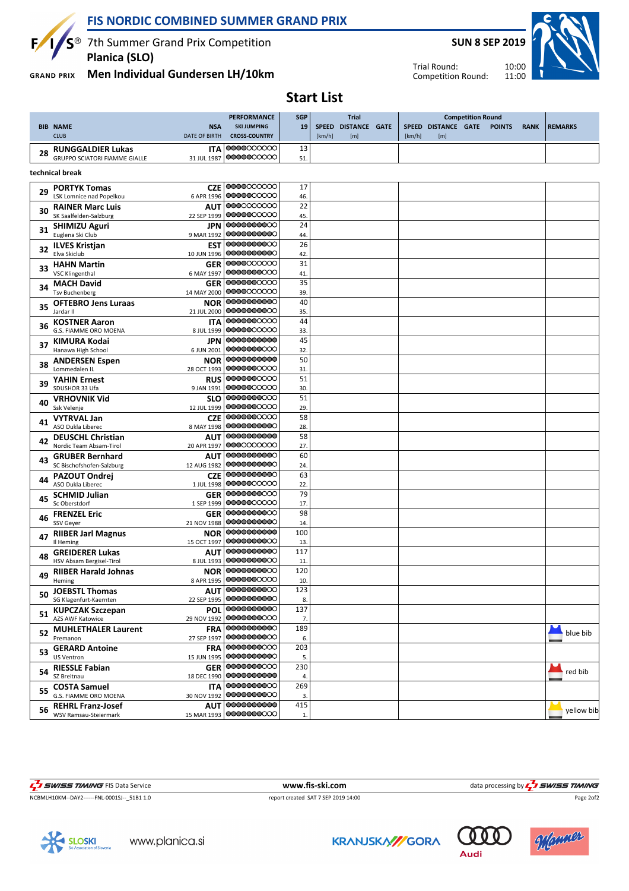# FIS NORDIC COMBINED SUMMER GRAND PRIX

7th Summer Grand Prix Competition
**Planica (SLO)**

**Men Individual Gundersen LH/10km**

**SUN 8 SEP 2019**

Trial Round: 10:00
Competition Round: 11:00

## Start List

| BIB | NAME / CLUB | NSA / DATE OF BIRTH | PERFORMANCE SKI JUMPING / CROSS-COUNTRY | SGP 19 | Trial SPEED [km/h] | Trial DISTANCE [m] | Trial GATE | Competition Round SPEED [km/h] | Competition Round DISTANCE [m] | Competition Round GATE | POINTS | RANK | REMARKS |
|---|---|---|---|---|---|---|---|---|---|---|---|---|---|
| 28 | **RUNGGALDIER Lukas** GRUPPO SCIATORI FIAMME GIALLE | **ITA** 31 JUL 1987 | | 13 / 51. | | | | | | | | | |
| | technical break | | | | | | | | | | | | |
| 29 | **PORTYK Tomas** LSK Lomnice nad Popelkou | **CZE** 6 APR 1996 | | 17 / 46. | | | | | | | | | |
| 30 | **RAINER Marc Luis** SK Saalfelden-Salzburg | **AUT** 22 SEP 1999 | | 22 / 45. | | | | | | | | | |
| 31 | **SHIMIZU Aguri** Euglena Ski Club | **JPN** 9 MAR 1992 | | 24 / 44. | | | | | | | | | |
| 32 | **ILVES Kristjan** Elva Skiclub | **EST** 10 JUN 1996 | | 26 / 42. | | | | | | | | | |
| 33 | **HAHN Martin** VSC Klingenthal | **GER** 6 MAY 1997 | | 31 / 41. | | | | | | | | | |
| 34 | **MACH David** Tsv Buchenberg | **GER** 14 MAY 2000 | | 35 / 39. | | | | | | | | | |
| 35 | **OFTEBRO Jens Luraas** Jardar Il | **NOR** 21 JUL 2000 | | 40 / 35. | | | | | | | | | |
| 36 | **KOSTNER Aaron** G.S. FIAMME ORO MOENA | **ITA** 8 JUL 1999 | | 44 / 33. | | | | | | | | | |
| 37 | **KIMURA Kodai** Hanawa High School | **JPN** 6 JUN 2001 | | 45 / 32. | | | | | | | | | |
| 38 | **ANDERSEN Espen** Lommedalen IL | **NOR** 28 OCT 1993 | | 50 / 31. | | | | | | | | | |
| 39 | **YAHIN Ernest** SDUSHOR 33 Ufa | **RUS** 9 JAN 1991 | | 51 / 30. | | | | | | | | | |
| 40 | **VRHOVNIK Vid** Ssk Velenje | **SLO** 12 JUL 1999 | | 51 / 29. | | | | | | | | | |
| 41 | **VYTRVAL Jan** ASO Dukla Liberec | **CZE** 8 MAY 1998 | | 58 / 28. | | | | | | | | | |
| 42 | **DEUSCHL Christian** Nordic Team Absam-Tirol | **AUT** 20 APR 1997 | | 58 / 27. | | | | | | | | | |
| 43 | **GRUBER Bernhard** SC Bischofshofen-Salzburg | **AUT** 12 AUG 1982 | | 60 / 24. | | | | | | | | | |
| 44 | **PAZOUT Ondrej** ASO Dukla Liberec | **CZE** 1 JUL 1998 | | 63 / 22. | | | | | | | | | |
| 45 | **SCHMID Julian** Sc Oberstdorf | **GER** 1 SEP 1999 | | 79 / 17. | | | | | | | | | |
| 46 | **FRENZEL Eric** SSV Geyer | **GER** 21 NOV 1988 | | 98 / 14. | | | | | | | | | |
| 47 | **RIIBER Jarl Magnus** Il Heming | **NOR** 15 OCT 1997 | | 100 / 13. | | | | | | | | | |
| 48 | **GREIDERER Lukas** HSV Absam Bergisel-Tirol | **AUT** 8 JUL 1993 | | 117 / 11. | | | | | | | | | |
| 49 | **RIIBER Harald Johnas** Heming | **NOR** 8 APR 1995 | | 120 / 10. | | | | | | | | | |
| 50 | **JOEBSTL Thomas** SG Klagenfurt-Kaernten | **AUT** 22 SEP 1995 | | 123 / 8. | | | | | | | | | |
| 51 | **KUPCZAK Szczepan** AZS AWF Katowice | **POL** 29 NOV 1992 | | 137 / 7. | | | | | | | | | |
| 52 | **MUHLETHALER Laurent** Premanon | **FRA** 27 SEP 1997 | | 189 / 6. | | | | | | | | | blue bib |
| 53 | **GERARD Antoine** US Ventron | **FRA** 15 JUN 1995 | | 203 / 5. | | | | | | | | | |
| 54 | **RIESSLE Fabian** SZ Breitnau | **GER** 18 DEC 1990 | | 230 / 4. | | | | | | | | | red bib |
| 55 | **COSTA Samuel** G.S. FIAMME ORO MOENA | **ITA** 30 NOV 1992 | | 269 / 3. | | | | | | | | | |
| 56 | **REHRL Franz-Josef** WSV Ramsau-Steiermark | **AUT** 15 MAR 1993 | | 415 / 1. | | | | | | | | | yellow bib |

SWISS TIMING FIS Data Service www.fis-ski.com data processing by SWISS TIMING

NCBMLH10KM--DAY2------FNL-0001SJ--_51B1 1.0 report created SAT 7 SEP 2019 14:00

www.planica.si